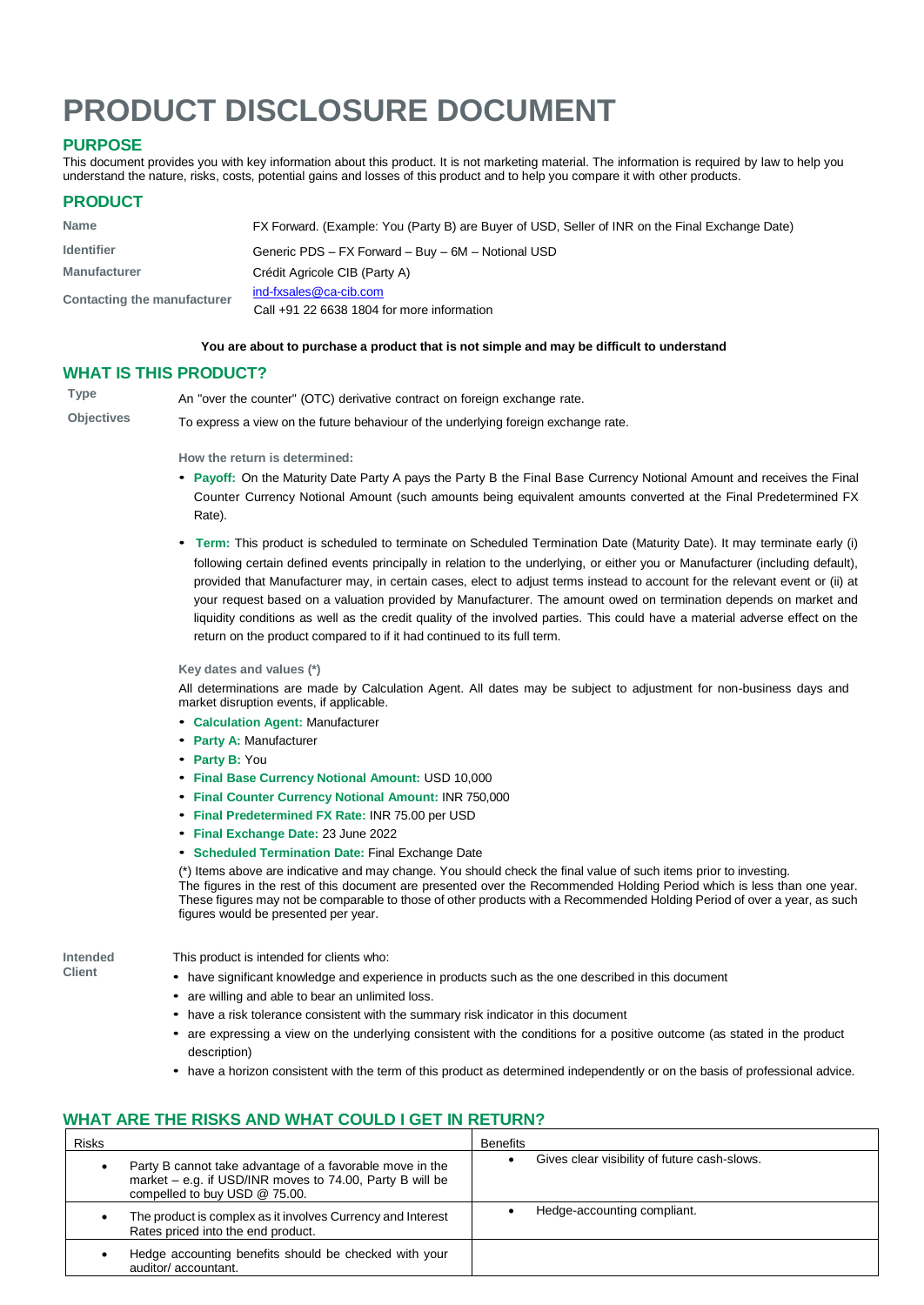# PRODUCT DISCLOSURE DOCUMENT

## PURPOSE

This document provides you with key information about this product. It is not marketing material. The information is required by law to help you understand the nature, risks, costs, potential gains and losses of this product and to help you compare it with other products.

## PRODUCT

| | |
|---|---|
| **Name** | FX Forward. (Example: You (Party B) are Buyer of USD, Seller of INR on the Final Exchange Date) |
| **Identifier** | Generic PDS – FX Forward – Buy – 6M – Notional USD |
| **Manufacturer** | Crédit Agricole CIB (Party A) |
| **Contacting the manufacturer** | ind-fxsales@ca-cib.com<br>Call +91 22 6638 1804 for more information |

**You are about to purchase a product that is not simple and may be difficult to understand**

## WHAT IS THIS PRODUCT?

**Type**
An "over the counter" (OTC) derivative contract on foreign exchange rate.

**Objectives**
To express a view on the future behaviour of the underlying foreign exchange rate.

**How the return is determined:**

- **Payoff:** On the Maturity Date Party A pays the Party B the Final Base Currency Notional Amount and receives the Final Counter Currency Notional Amount (such amounts being equivalent amounts converted at the Final Predetermined FX Rate).
- **Term:** This product is scheduled to terminate on Scheduled Termination Date (Maturity Date). It may terminate early (i) following certain defined events principally in relation to the underlying, or either you or Manufacturer (including default), provided that Manufacturer may, in certain cases, elect to adjust terms instead to account for the relevant event or (ii) at your request based on a valuation provided by Manufacturer. The amount owed on termination depends on market and liquidity conditions as well as the credit quality of the involved parties. This could have a material adverse effect on the return on the product compared to if it had continued to its full term.

**Key dates and values (\*)**

All determinations are made by Calculation Agent. All dates may be subject to adjustment for non-business days and market disruption events, if applicable.

- **Calculation Agent:** Manufacturer
- **Party A:** Manufacturer
- **Party B:** You
- **Final Base Currency Notional Amount:** USD 10,000
- **Final Counter Currency Notional Amount:** INR 750,000
- **Final Predetermined FX Rate:** INR 75.00 per USD
- **Final Exchange Date:** 23 June 2022
- **Scheduled Termination Date:** Final Exchange Date

(\*) Items above are indicative and may change. You should check the final value of such items prior to investing.
The figures in the rest of this document are presented over the Recommended Holding Period which is less than one year. These figures may not be comparable to those of other products with a Recommended Holding Period of over a year, as such figures would be presented per year.

**Intended Client**

This product is intended for clients who:

- have significant knowledge and experience in products such as the one described in this document
- are willing and able to bear an unlimited loss.
- have a risk tolerance consistent with the summary risk indicator in this document
- are expressing a view on the underlying consistent with the conditions for a positive outcome (as stated in the product description)
- have a horizon consistent with the term of this product as determined independently or on the basis of professional advice.

## WHAT ARE THE RISKS AND WHAT COULD I GET IN RETURN?

| Risks | Benefits |
|---|---|
| • Party B cannot take advantage of a favorable move in the market – e.g. if USD/INR moves to 74.00, Party B will be compelled to buy USD @ 75.00. | • Gives clear visibility of future cash-slows. |
| • The product is complex as it involves Currency and Interest Rates priced into the end product. | • Hedge-accounting compliant. |
| • Hedge accounting benefits should be checked with your auditor/ accountant. | |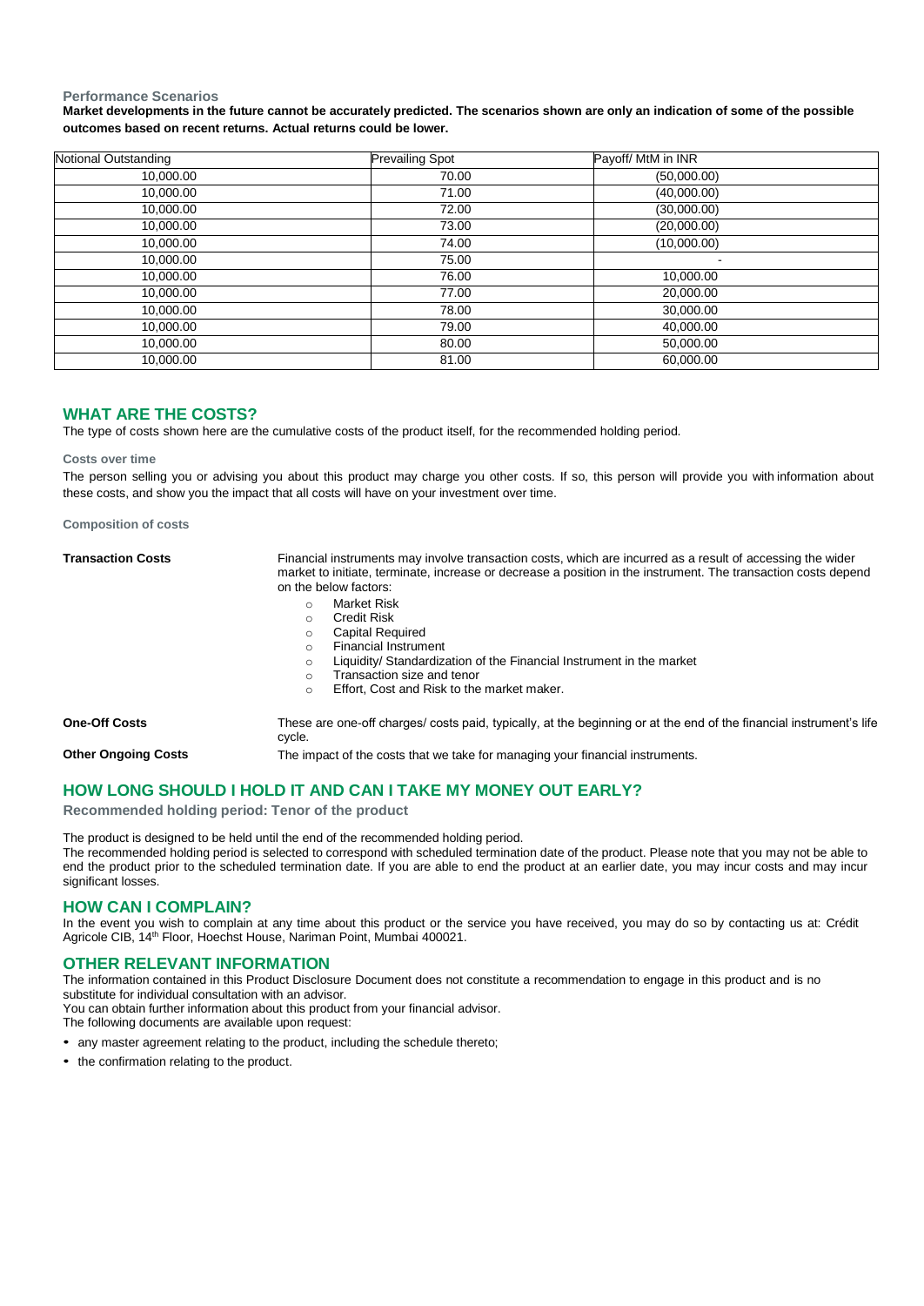**Performance Scenarios**

**Market developments in the future cannot be accurately predicted. The scenarios shown are only an indication of some of the possible outcomes based on recent returns. Actual returns could be lower.**

| Notional Outstanding | Prevailing Spot | Payoff/ MtM in INR |
|---|---|---|
| 10,000.00 | 70.00 | (50,000.00) |
| 10,000.00 | 71.00 | (40,000.00) |
| 10,000.00 | 72.00 | (30,000.00) |
| 10,000.00 | 73.00 | (20,000.00) |
| 10,000.00 | 74.00 | (10,000.00) |
| 10,000.00 | 75.00 | - |
| 10,000.00 | 76.00 | 10,000.00 |
| 10,000.00 | 77.00 | 20,000.00 |
| 10,000.00 | 78.00 | 30,000.00 |
| 10,000.00 | 79.00 | 40,000.00 |
| 10,000.00 | 80.00 | 50,000.00 |
| 10,000.00 | 81.00 | 60,000.00 |

## WHAT ARE THE COSTS?

The type of costs shown here are the cumulative costs of the product itself, for the recommended holding period.

**Costs over time**

The person selling you or advising you about this product may charge you other costs. If so, this person will provide you with information about these costs, and show you the impact that all costs will have on your investment over time.

**Composition of costs**

**Transaction Costs**

Financial instruments may involve transaction costs, which are incurred as a result of accessing the wider market to initiate, terminate, increase or decrease a position in the instrument. The transaction costs depend on the below factors:

- Market Risk
- Credit Risk
- Capital Required
- Financial Instrument
- Liquidity/ Standardization of the Financial Instrument in the market
- Transaction size and tenor
- Effort, Cost and Risk to the market maker.

**One-Off Costs**

These are one-off charges/ costs paid, typically, at the beginning or at the end of the financial instrument's life cycle.

**Other Ongoing Costs**

The impact of the costs that we take for managing your financial instruments.

## HOW LONG SHOULD I HOLD IT AND CAN I TAKE MY MONEY OUT EARLY?

**Recommended holding period: Tenor of the product**

The product is designed to be held until the end of the recommended holding period.
The recommended holding period is selected to correspond with scheduled termination date of the product. Please note that you may not be able to end the product prior to the scheduled termination date. If you are able to end the product at an earlier date, you may incur costs and may incur significant losses.

## HOW CAN I COMPLAIN?

In the event you wish to complain at any time about this product or the service you have received, you may do so by contacting us at: Crédit Agricole CIB, 14th Floor, Hoechst House, Nariman Point, Mumbai 400021.

## OTHER RELEVANT INFORMATION

The information contained in this Product Disclosure Document does not constitute a recommendation to engage in this product and is no substitute for individual consultation with an advisor.
You can obtain further information about this product from your financial advisor.
The following documents are available upon request:

- any master agreement relating to the product, including the schedule thereto;
- the confirmation relating to the product.